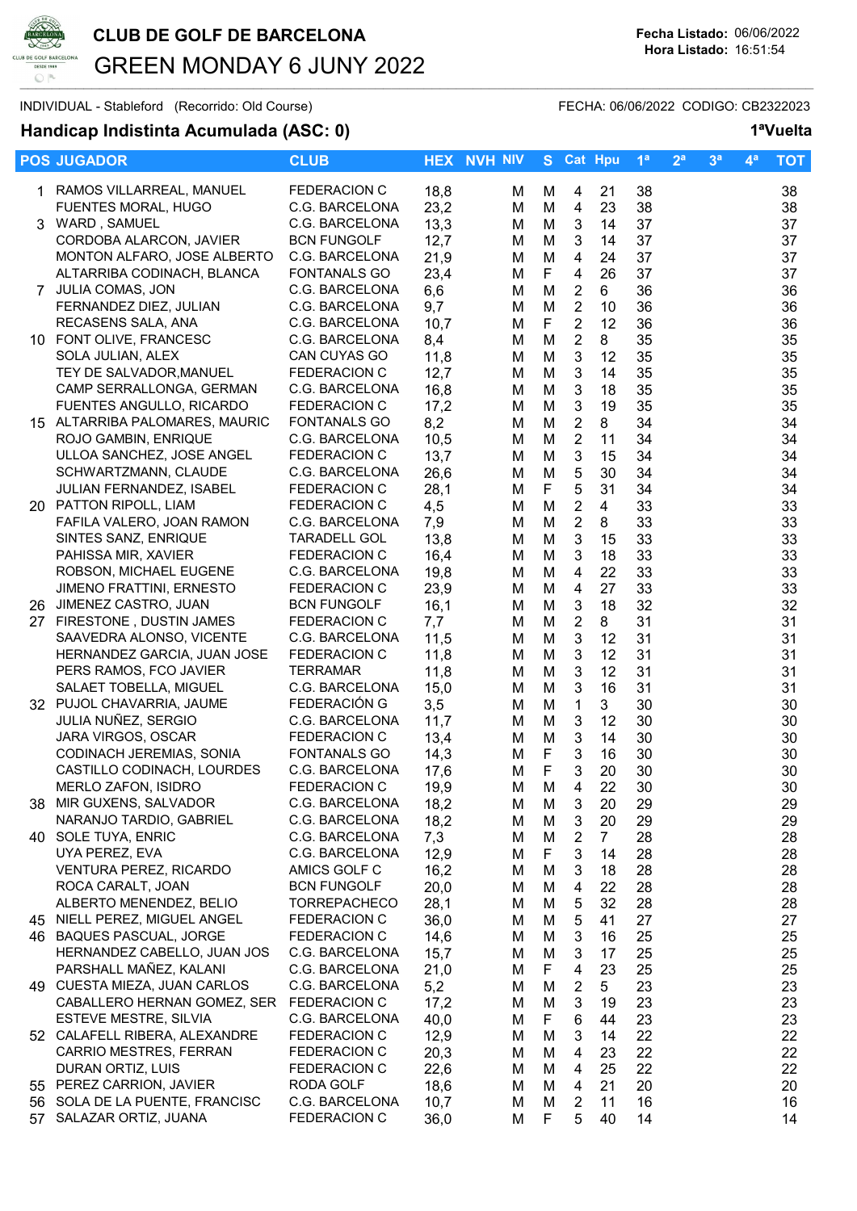# CLUB DE GOLF DE BARCELONA

## GREEN MONDAY 6 JUNY 2022

**Fecha Listado:** 06/06/2022
**Hora Listado:** 16:51:54

INDIVIDUAL - Stableford (Recorrido: Old Course) FECHA: 06/06/2022 CODIGO: CB2322023

**Handicap Indistinta Acumulada (ASC: 0)** **1ªVuelta**

| POS | JUGADOR | CLUB | HEX | NVH | NIV | S | Cat | Hpu | 1ª | 2ª | 3ª | 4ª | TOT |
|---|---|---|---|---|---|---|---|---|---|---|---|---|---|
| 1 | RAMOS VILLARREAL, MANUEL | FEDERACION C | 18,8 | | M | M | 4 | 21 | 38 | | | | 38 |
| | FUENTES MORAL, HUGO | C.G. BARCELONA | 23,2 | | M | M | 4 | 23 | 38 | | | | 38 |
| 3 | WARD , SAMUEL | C.G. BARCELONA | 13,3 | | M | M | 3 | 14 | 37 | | | | 37 |
| | CORDOBA ALARCON, JAVIER | BCN FUNGOLF | 12,7 | | M | M | 3 | 14 | 37 | | | | 37 |
| | MONTON ALFARO, JOSE ALBERTO | C.G. BARCELONA | 21,9 | | M | M | 4 | 24 | 37 | | | | 37 |
| | ALTARRIBA CODINACH, BLANCA | FONTANALS GO | 23,4 | | M | F | 4 | 26 | 37 | | | | 37 |
| 7 | JULIA COMAS, JON | C.G. BARCELONA | 6,6 | | M | M | 2 | 6 | 36 | | | | 36 |
| | FERNANDEZ DIEZ, JULIAN | C.G. BARCELONA | 9,7 | | M | M | 2 | 10 | 36 | | | | 36 |
| | RECASENS SALA, ANA | C.G. BARCELONA | 10,7 | | M | F | 2 | 12 | 36 | | | | 36 |
| 10 | FONT OLIVE, FRANCESC | C.G. BARCELONA | 8,4 | | M | M | 2 | 8 | 35 | | | | 35 |
| | SOLA JULIAN, ALEX | CAN CUYAS GO | 11,8 | | M | M | 3 | 12 | 35 | | | | 35 |
| | TEY DE SALVADOR,MANUEL | FEDERACION C | 12,7 | | M | M | 3 | 14 | 35 | | | | 35 |
| | CAMP SERRALLONGA, GERMAN | C.G. BARCELONA | 16,8 | | M | M | 3 | 18 | 35 | | | | 35 |
| | FUENTES ANGULLO, RICARDO | FEDERACION C | 17,2 | | M | M | 3 | 19 | 35 | | | | 35 |
| 15 | ALTARRIBA PALOMARES, MAURIC | FONTANALS GO | 8,2 | | M | M | 2 | 8 | 34 | | | | 34 |
| | ROJO GAMBIN, ENRIQUE | C.G. BARCELONA | 10,5 | | M | M | 2 | 11 | 34 | | | | 34 |
| | ULLOA SANCHEZ, JOSE ANGEL | FEDERACION C | 13,7 | | M | M | 3 | 15 | 34 | | | | 34 |
| | SCHWARTZMANN, CLAUDE | C.G. BARCELONA | 26,6 | | M | M | 5 | 30 | 34 | | | | 34 |
| | JULIAN FERNANDEZ, ISABEL | FEDERACION C | 28,1 | | M | F | 5 | 31 | 34 | | | | 34 |
| 20 | PATTON RIPOLL, LIAM | FEDERACION C | 4,5 | | M | M | 2 | 4 | 33 | | | | 33 |
| | FAFILA VALERO, JOAN RAMON | C.G. BARCELONA | 7,9 | | M | M | 2 | 8 | 33 | | | | 33 |
| | SINTES SANZ, ENRIQUE | TARADELL GOL | 13,8 | | M | M | 3 | 15 | 33 | | | | 33 |
| | PAHISSA MIR, XAVIER | FEDERACION C | 16,4 | | M | M | 3 | 18 | 33 | | | | 33 |
| | ROBSON, MICHAEL EUGENE | C.G. BARCELONA | 19,8 | | M | M | 4 | 22 | 33 | | | | 33 |
| | JIMENO FRATTINI, ERNESTO | FEDERACION C | 23,9 | | M | M | 4 | 27 | 33 | | | | 33 |
| 26 | JIMENEZ CASTRO, JUAN | BCN FUNGOLF | 16,1 | | M | M | 3 | 18 | 32 | | | | 32 |
| 27 | FIRESTONE , DUSTIN JAMES | FEDERACION C | 7,7 | | M | M | 2 | 8 | 31 | | | | 31 |
| | SAAVEDRA ALONSO, VICENTE | C.G. BARCELONA | 11,5 | | M | M | 3 | 12 | 31 | | | | 31 |
| | HERNANDEZ GARCIA, JUAN JOSE | FEDERACION C | 11,8 | | M | M | 3 | 12 | 31 | | | | 31 |
| | PERS RAMOS, FCO JAVIER | TERRAMAR | 11,8 | | M | M | 3 | 12 | 31 | | | | 31 |
| | SALAET TOBELLA, MIGUEL | C.G. BARCELONA | 15,0 | | M | M | 3 | 16 | 31 | | | | 31 |
| 32 | PUJOL CHAVARRIA, JAUME | FEDERACIÓN G | 3,5 | | M | M | 1 | 3 | 30 | | | | 30 |
| | JULIA NUÑEZ, SERGIO | C.G. BARCELONA | 11,7 | | M | M | 3 | 12 | 30 | | | | 30 |
| | JARA VIRGOS, OSCAR | FEDERACION C | 13,4 | | M | M | 3 | 14 | 30 | | | | 30 |
| | CODINACH JEREMIAS, SONIA | FONTANALS GO | 14,3 | | M | F | 3 | 16 | 30 | | | | 30 |
| | CASTILLO CODINACH, LOURDES | C.G. BARCELONA | 17,6 | | M | F | 3 | 20 | 30 | | | | 30 |
| | MERLO ZAFON, ISIDRO | FEDERACION C | 19,9 | | M | M | 4 | 22 | 30 | | | | 30 |
| 38 | MIR GUXENS, SALVADOR | C.G. BARCELONA | 18,2 | | M | M | 3 | 20 | 29 | | | | 29 |
| | NARANJO TARDIO, GABRIEL | C.G. BARCELONA | 18,2 | | M | M | 3 | 20 | 29 | | | | 29 |
| 40 | SOLE TUYA, ENRIC | C.G. BARCELONA | 7,3 | | M | M | 2 | 7 | 28 | | | | 28 |
| | UYA PEREZ, EVA | C.G. BARCELONA | 12,9 | | M | F | 3 | 14 | 28 | | | | 28 |
| | VENTURA PEREZ, RICARDO | AMICS GOLF C | 16,2 | | M | M | 3 | 18 | 28 | | | | 28 |
| | ROCA CARALT, JOAN | BCN FUNGOLF | 20,0 | | M | M | 4 | 22 | 28 | | | | 28 |
| | ALBERTO MENENDEZ, BELIO | TORREPACHECO | 28,1 | | M | M | 5 | 32 | 28 | | | | 28 |
| 45 | NIELL PEREZ, MIGUEL ANGEL | FEDERACION C | 36,0 | | M | M | 5 | 41 | 27 | | | | 27 |
| 46 | BAQUES PASCUAL, JORGE | FEDERACION C | 14,6 | | M | M | 3 | 16 | 25 | | | | 25 |
| | HERNANDEZ CABELLO, JUAN JOS | C.G. BARCELONA | 15,7 | | M | M | 3 | 17 | 25 | | | | 25 |
| | PARSHALL MAÑEZ, KALANI | C.G. BARCELONA | 21,0 | | M | F | 4 | 23 | 25 | | | | 25 |
| 49 | CUESTA MIEZA, JUAN CARLOS | C.G. BARCELONA | 5,2 | | M | M | 2 | 5 | 23 | | | | 23 |
| | CABALLERO HERNAN GOMEZ, SER | FEDERACION C | 17,2 | | M | M | 3 | 19 | 23 | | | | 23 |
| | ESTEVE MESTRE, SILVIA | C.G. BARCELONA | 40,0 | | M | F | 6 | 44 | 23 | | | | 23 |
| 52 | CALAFELL RIBERA, ALEXANDRE | FEDERACION C | 12,9 | | M | M | 3 | 14 | 22 | | | | 22 |
| | CARRIO MESTRES, FERRAN | FEDERACION C | 20,3 | | M | M | 4 | 23 | 22 | | | | 22 |
| | DURAN ORTIZ, LUIS | FEDERACION C | 22,6 | | M | M | 4 | 25 | 22 | | | | 22 |
| 55 | PEREZ CARRION, JAVIER | RODA GOLF | 18,6 | | M | M | 4 | 21 | 20 | | | | 20 |
| 56 | SOLA DE LA PUENTE, FRANCISC | C.G. BARCELONA | 10,7 | | M | M | 2 | 11 | 16 | | | | 16 |
| 57 | SALAZAR ORTIZ, JUANA | FEDERACION C | 36,0 | | M | F | 5 | 40 | 14 | | | | 14 |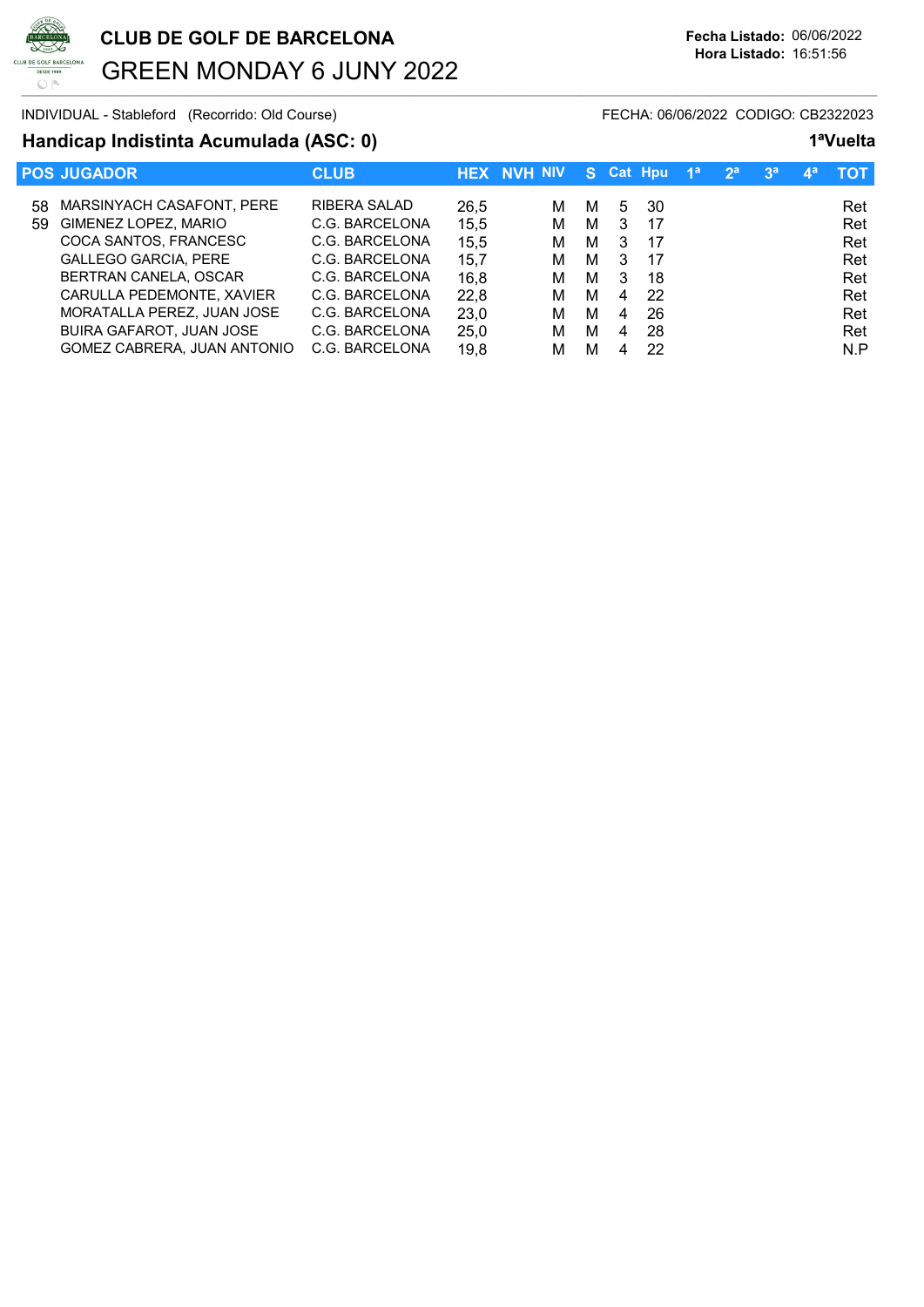# CLUB DE GOLF DE BARCELONA

## GREEN MONDAY 6 JUNY 2022

**Fecha Listado:** 06/06/2022
**Hora Listado:** 16:51:56

INDIVIDUAL - Stableford (Recorrido: Old Course) FECHA: 06/06/2022 CODIGO: CB2322023

### Handicap Indistinta Acumulada (ASC: 0) 1ªVuelta

| POS | JUGADOR | CLUB | HEX | NVH | NIV | S | Cat | Hpu | 1ª | 2ª | 3ª | 4ª | TOT |
|---|---|---|---|---|---|---|---|---|---|---|---|---|---|
| 58 | MARSINYACH CASAFONT, PERE | RIBERA SALAD | 26,5 | | M | M | 5 | 30 | | | | | Ret |
| 59 | GIMENEZ LOPEZ, MARIO | C.G. BARCELONA | 15,5 | | M | M | 3 | 17 | | | | | Ret |
| | COCA SANTOS, FRANCESC | C.G. BARCELONA | 15,5 | | M | M | 3 | 17 | | | | | Ret |
| | GALLEGO GARCIA, PERE | C.G. BARCELONA | 15,7 | | M | M | 3 | 17 | | | | | Ret |
| | BERTRAN CANELA, OSCAR | C.G. BARCELONA | 16,8 | | M | M | 3 | 18 | | | | | Ret |
| | CARULLA PEDEMONTE, XAVIER | C.G. BARCELONA | 22,8 | | M | M | 4 | 22 | | | | | Ret |
| | MORATALLA PEREZ, JUAN JOSE | C.G. BARCELONA | 23,0 | | M | M | 4 | 26 | | | | | Ret |
| | BUIRA GAFAROT, JUAN JOSE | C.G. BARCELONA | 25,0 | | M | M | 4 | 28 | | | | | Ret |
| | GOMEZ CABRERA, JUAN ANTONIO | C.G. BARCELONA | 19,8 | | M | M | 4 | 22 | | | | | N.P |